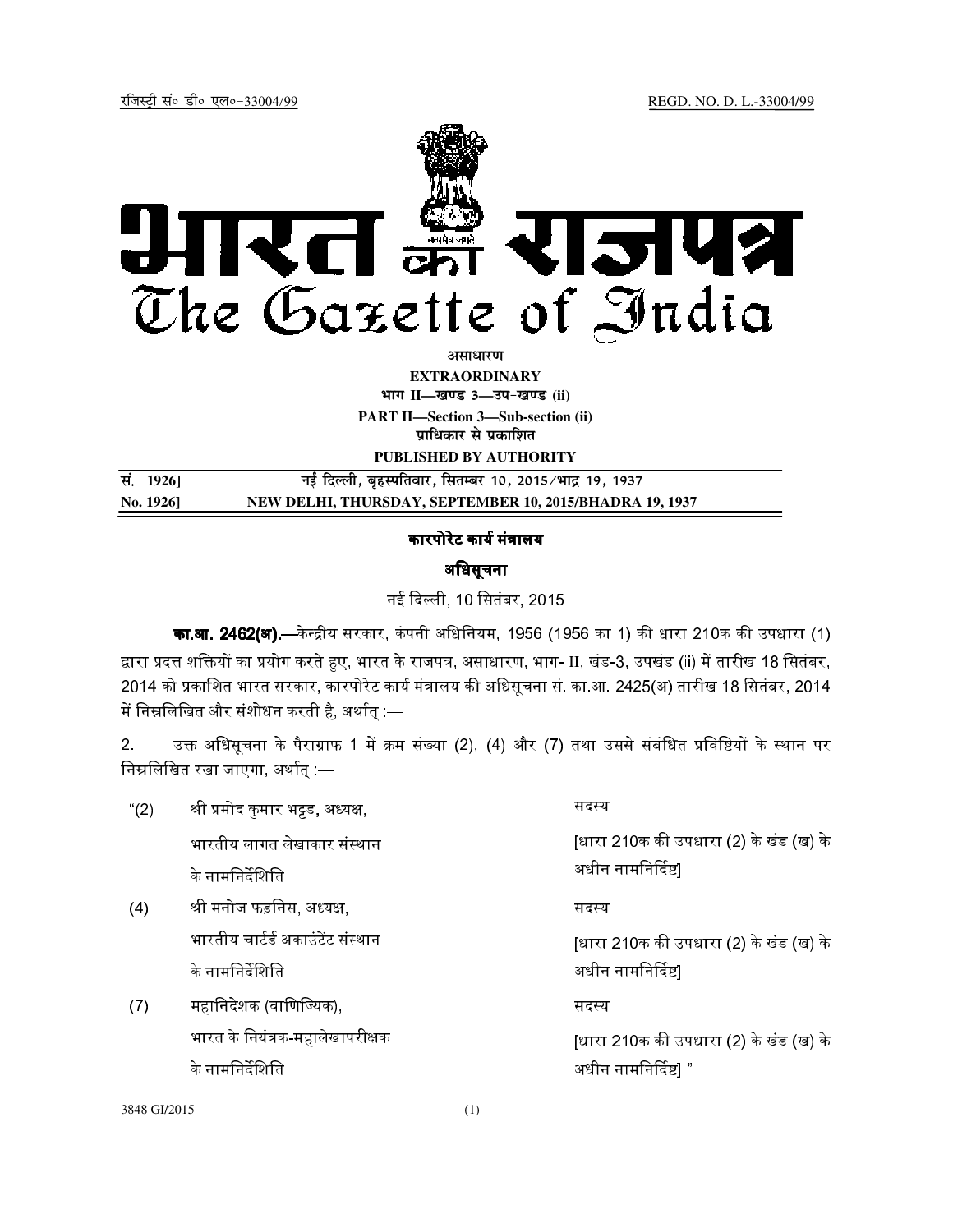रजिस्ट्री सं० डी० एल०-33004/99 REGD. NO. D. L.-33004/99

# भारत का राजपत्र
# The Gazette of India

**असाधारण**

**EXTRAORDINARY**

**भाग II—खण्ड 3—उप-खण्ड (ii)**

**PART II—Section 3—Sub-section (ii)**

**प्राधिकार से प्रकाशित**

**PUBLISHED BY AUTHORITY**

| | |
|---|---|
| सं. 1926] | नई दिल्ली, बृहस्पतिवार, सितम्बर 10, 2015/भाद्र 19, 1937 |
| No. 1926] | NEW DELHI, THURSDAY, SEPTEMBER 10, 2015/BHADRA 19, 1937 |

## कारपोरेट कार्य मंत्रालय

### अधिसूचना

नई दिल्ली, 10 सितंबर, 2015

**का.आ. 2462(अ).**—केन्द्रीय सरकार, कंपनी अधिनियम, 1956 (1956 का 1) की धारा 210क की उपधारा (1) द्वारा प्रदत्त शक्तियों का प्रयोग करते हुए, भारत के राजपत्र, असाधारण, भाग- II, खंड-3, उपखंड (ii) में तारीख 18 सितंबर, 2014 को प्रकाशित भारत सरकार, कारपोरेट कार्य मंत्रालय की अधिसूचना सं. का.आ. 2425(अ) तारीख 18 सितंबर, 2014 में निम्नलिखित और संशोधन करती है, अर्थात् :—

2. उक्त अधिसूचना के पैराग्राफ 1 में क्रम संख्या (2), (4) और (7) तथा उससे संबंधित प्रविष्टियों के स्थान पर निम्नलिखित रखा जाएगा, अर्थात् :—

| | | |
|---|---|---|
| "(2) | श्री प्रमोद कुमार भट्टड, अध्यक्ष, भारतीय लागत लेखाकार संस्थान के नामनिर्देशिति | सदस्य [धारा 210क की उपधारा (2) के खंड (ख) के अधीन नामनिर्दिष्ट] |
| (4) | श्री मनोज फड़निस, अध्यक्ष, भारतीय चार्टर्ड अकाउंटेंट संस्थान के नामनिर्देशिति | सदस्य [धारा 210क की उपधारा (2) के खंड (ख) के अधीन नामनिर्दिष्ट] |
| (7) | महानिदेशक (वाणिज्यिक), भारत के नियंत्रक-महालेखापरीक्षक के नामनिर्देशिति | सदस्य [धारा 210क की उपधारा (2) के खंड (ख) के अधीन नामनिर्दिष्ट]।" |

3848 GI/2015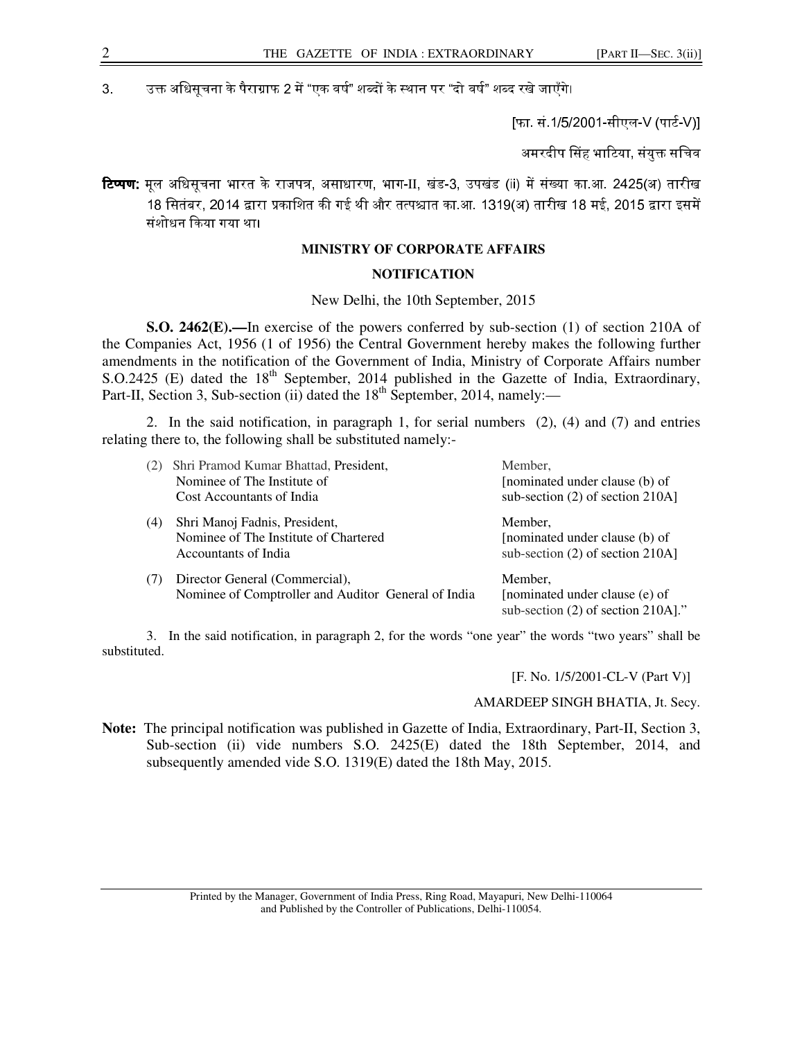3. उक्त अधिसूचना के पैराग्राफ 2 में "एक वर्ष" शब्दों के स्थान पर "दो वर्ष" शब्द रखे जाएँगे।

[फा. सं.1/5/2001-सीएल-V (पार्ट-V)]

अमरदीप सिंह भाटिया, संयुक्त सचिव

**टिप्पण:** मूल अधिसूचना भारत के राजपत्र, असाधारण, भाग-II, खंड-3, उपखंड (ii) में संख्या का.आ. 2425(अ) तारीख 18 सितंबर, 2014 द्वारा प्रकाशित की गई थी और तत्पश्चात का.आ. 1319(अ) तारीख 18 मई, 2015 द्वारा इसमें संशोधन किया गया था।

## MINISTRY OF CORPORATE AFFAIRS

## NOTIFICATION

New Delhi, the 10th September, 2015

**S.O. 2462(E).—**In exercise of the powers conferred by sub-section (1) of section 210A of the Companies Act, 1956 (1 of 1956) the Central Government hereby makes the following further amendments in the notification of the Government of India, Ministry of Corporate Affairs number S.O.2425 (E) dated the 18th September, 2014 published in the Gazette of India, Extraordinary, Part-II, Section 3, Sub-section (ii) dated the 18th September, 2014, namely:—

2. In the said notification, in paragraph 1, for serial numbers (2), (4) and (7) and entries relating there to, the following shall be substituted namely:-

| | | |
|---|---|---|
| (2) | Shri Pramod Kumar Bhattad, President, Nominee of The Institute of Cost Accountants of India | Member, [nominated under clause (b) of sub-section (2) of section 210A] |
| (4) | Shri Manoj Fadnis, President, Nominee of The Institute of Chartered Accountants of India | Member, [nominated under clause (b) of sub-section (2) of section 210A] |
| (7) | Director General (Commercial), Nominee of Comptroller and Auditor General of India | Member, [nominated under clause (e) of sub-section (2) of section 210A]." |

3. In the said notification, in paragraph 2, for the words "one year" the words "two years" shall be substituted.

[F. No. 1/5/2001-CL-V (Part V)]

AMARDEEP SINGH BHATIA, Jt. Secy.

**Note:** The principal notification was published in Gazette of India, Extraordinary, Part-II, Section 3, Sub-section (ii) vide numbers S.O. 2425(E) dated the 18th September, 2014, and subsequently amended vide S.O. 1319(E) dated the 18th May, 2015.

Printed by the Manager, Government of India Press, Ring Road, Mayapuri, New Delhi-110064
and Published by the Controller of Publications, Delhi-110054.